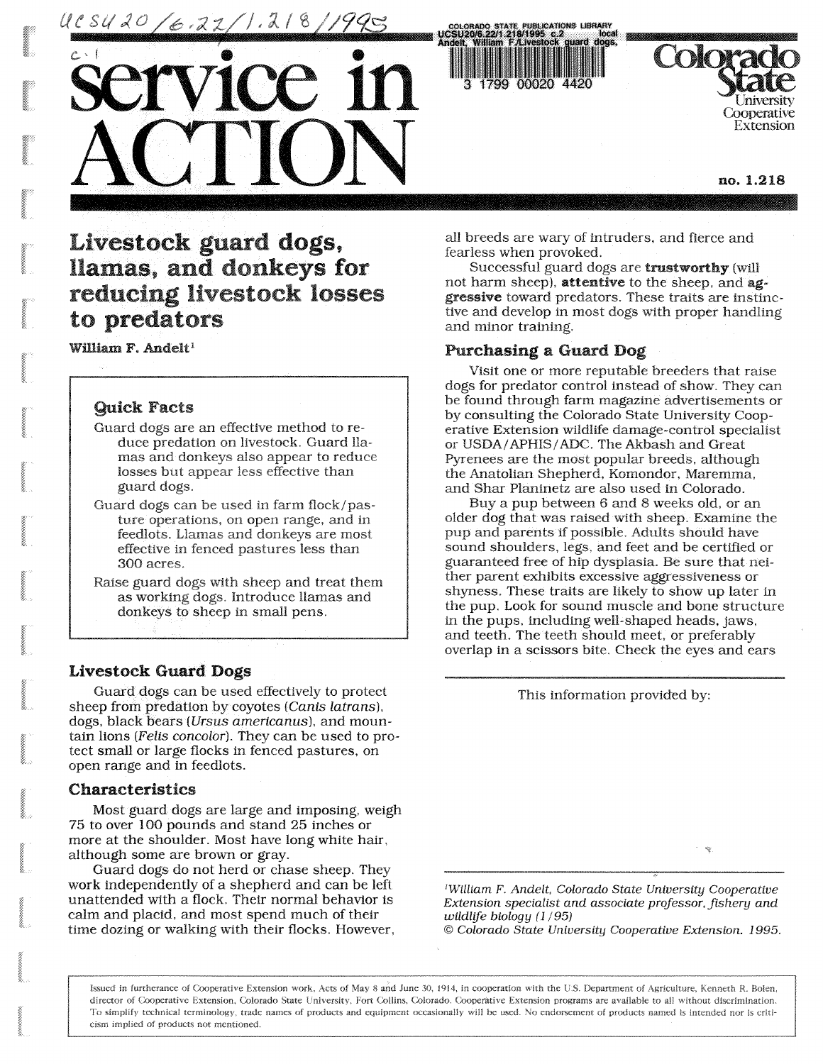# service in ACTION

Colorado State University Cooperative Extension

no. 1.218

## Livestock guard dogs, llamas, and donkeys for reducing livestock losses to predators

William F. Andelt[1]

> **Quick Facts**
>
> Guard dogs are an effective method to reduce predation on livestock. Guard llamas and donkeys also appear to reduce losses but appear less effective than guard dogs.
>
> Guard dogs can be used in farm flock/pasture operations, on open range, and in feedlots. Llamas and donkeys are most effective in fenced pastures less than 300 acres.
>
> Raise guard dogs with sheep and treat them as working dogs. Introduce llamas and donkeys to sheep in small pens.

### Livestock Guard Dogs

Guard dogs can be used effectively to protect sheep from predation by coyotes (*Canis latrans*), dogs, black bears (*Ursus americanus*), and mountain lions (*Felis concolor*). They can be used to protect small or large flocks in fenced pastures, on open range and in feedlots.

### Characteristics

Most guard dogs are large and imposing, weigh 75 to over 100 pounds and stand 25 inches or more at the shoulder. Most have long white hair, although some are brown or gray.

Guard dogs do not herd or chase sheep. They work independently of a shepherd and can be left unattended with a flock. Their normal behavior is calm and placid, and most spend much of their time dozing or walking with their flocks. However, all breeds are wary of intruders, and fierce and fearless when provoked.

Successful guard dogs are **trustworthy** (will not harm sheep), **attentive** to the sheep, and **aggressive** toward predators. These traits are instinctive and develop in most dogs with proper handling and minor training.

### Purchasing a Guard Dog

Visit one or more reputable breeders that raise dogs for predator control instead of show. They can be found through farm magazine advertisements or by consulting the Colorado State University Cooperative Extension wildlife damage-control specialist or USDA/APHIS/ADC. The Akbash and Great Pyrenees are the most popular breeds, although the Anatolian Shepherd, Komondor, Maremma, and Shar Planinetz are also used in Colorado.

Buy a pup between 6 and 8 weeks old, or an older dog that was raised with sheep. Examine the pup and parents if possible. Adults should have sound shoulders, legs, and feet and be certified or guaranteed free of hip dysplasia. Be sure that neither parent exhibits excessive aggressiveness or shyness. These traits are likely to show up later in the pup. Look for sound muscle and bone structure in the pups, including well-shaped heads, jaws, and teeth. The teeth should meet, or preferably overlap in a scissors bite. Check the eyes and ears

This information provided by:

[1]*William F. Andelt, Colorado State University Cooperative Extension specialist and associate professor, fishery and wildlife biology (1/95)*
*© Colorado State University Cooperative Extension. 1995.*

Issued in furtherance of Cooperative Extension work, Acts of May 8 and June 30, 1914, in cooperation with the U.S. Department of Agriculture, Kenneth R. Bolen, director of Cooperative Extension, Colorado State University, Fort Collins, Colorado. Cooperative Extension programs are available to all without discrimination. To simplify technical terminology, trade names of products and equipment occasionally will be used. No endorsement of products named is intended nor is criticism implied of products not mentioned.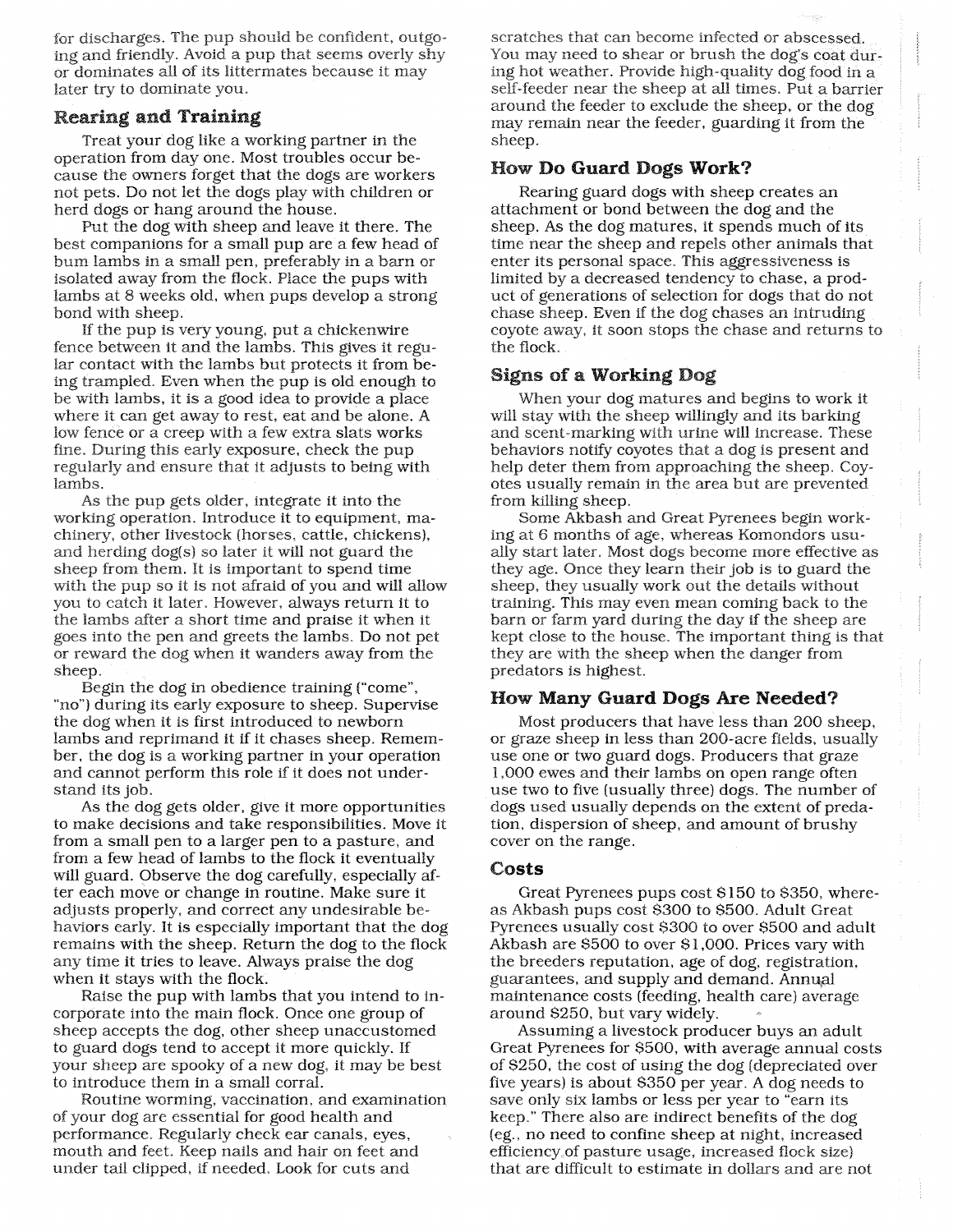for discharges. The pup should be confident, outgoing and friendly. Avoid a pup that seems overly shy or dominates all of its littermates because it may later try to dominate you.

## Rearing and Training

Treat your dog like a working partner in the operation from day one. Most troubles occur because the owners forget that the dogs are workers not pets. Do not let the dogs play with children or herd dogs or hang around the house.

Put the dog with sheep and leave it there. The best companions for a small pup are a few head of bum lambs in a small pen, preferably in a barn or isolated away from the flock. Place the pups with lambs at 8 weeks old, when pups develop a strong bond with sheep.

If the pup is very young, put a chickenwire fence between it and the lambs. This gives it regular contact with the lambs but protects it from being trampled. Even when the pup is old enough to be with lambs, it is a good idea to provide a place where it can get away to rest, eat and be alone. A low fence or a creep with a few extra slats works fine. During this early exposure, check the pup regularly and ensure that it adjusts to being with lambs.

As the pup gets older, integrate it into the working operation. Introduce it to equipment, machinery, other livestock (horses, cattle, chickens), and herding dog(s) so later it will not guard the sheep from them. It is important to spend time with the pup so it is not afraid of you and will allow you to catch it later. However, always return it to the lambs after a short time and praise it when it goes into the pen and greets the lambs. Do not pet or reward the dog when it wanders away from the sheep.

Begin the dog in obedience training ("come", "no") during its early exposure to sheep. Supervise the dog when it is first introduced to newborn lambs and reprimand it if it chases sheep. Remember, the dog is a working partner in your operation and cannot perform this role if it does not understand its job.

As the dog gets older, give it more opportunities to make decisions and take responsibilities. Move it from a small pen to a larger pen to a pasture, and from a few head of lambs to the flock it eventually will guard. Observe the dog carefully, especially after each move or change in routine. Make sure it adjusts properly, and correct any undesirable behaviors early. It is especially important that the dog remains with the sheep. Return the dog to the flock any time it tries to leave. Always praise the dog when it stays with the flock.

Raise the pup with lambs that you intend to incorporate into the main flock. Once one group of sheep accepts the dog, other sheep unaccustomed to guard dogs tend to accept it more quickly. If your sheep are spooky of a new dog, it may be best to introduce them in a small corral.

Routine worming, vaccination, and examination of your dog are essential for good health and performance. Regularly check ear canals, eyes, mouth and feet. Keep nails and hair on feet and under tail clipped, if needed. Look for cuts and scratches that can become infected or abscessed. You may need to shear or brush the dog's coat during hot weather. Provide high-quality dog food in a self-feeder near the sheep at all times. Put a barrier around the feeder to exclude the sheep, or the dog may remain near the feeder, guarding it from the sheep.

## How Do Guard Dogs Work?

Rearing guard dogs with sheep creates an attachment or bond between the dog and the sheep. As the dog matures, it spends much of its time near the sheep and repels other animals that enter its personal space. This aggressiveness is limited by a decreased tendency to chase, a product of generations of selection for dogs that do not chase sheep. Even if the dog chases an intruding coyote away, it soon stops the chase and returns to the flock.

## Signs of a Working Dog

When your dog matures and begins to work it will stay with the sheep willingly and its barking and scent-marking with urine will increase. These behaviors notify coyotes that a dog is present and help deter them from approaching the sheep. Coyotes usually remain in the area but are prevented from killing sheep.

Some Akbash and Great Pyrenees begin working at 6 months of age, whereas Komondors usually start later. Most dogs become more effective as they age. Once they learn their job is to guard the sheep, they usually work out the details without training. This may even mean coming back to the barn or farm yard during the day if the sheep are kept close to the house. The important thing is that they are with the sheep when the danger from predators is highest.

## How Many Guard Dogs Are Needed?

Most producers that have less than 200 sheep, or graze sheep in less than 200-acre fields, usually use one or two guard dogs. Producers that graze 1,000 ewes and their lambs on open range often use two to five (usually three) dogs. The number of dogs used usually depends on the extent of predation, dispersion of sheep, and amount of brushy cover on the range.

## Costs

Great Pyrenees pups cost $150 to $350, whereas Akbash pups cost $300 to $500. Adult Great Pyrenees usually cost $300 to over $500 and adult Akbash are $500 to over $1,000. Prices vary with the breeders reputation, age of dog, registration, guarantees, and supply and demand. Annual maintenance costs (feeding, health care) average around $250, but vary widely.

Assuming a livestock producer buys an adult Great Pyrenees for $500, with average annual costs of $250, the cost of using the dog (depreciated over five years) is about $350 per year. A dog needs to save only six lambs or less per year to "earn its keep." There also are indirect benefits of the dog (eg., no need to confine sheep at night, increased efficiency of pasture usage, increased flock size) that are difficult to estimate in dollars and are not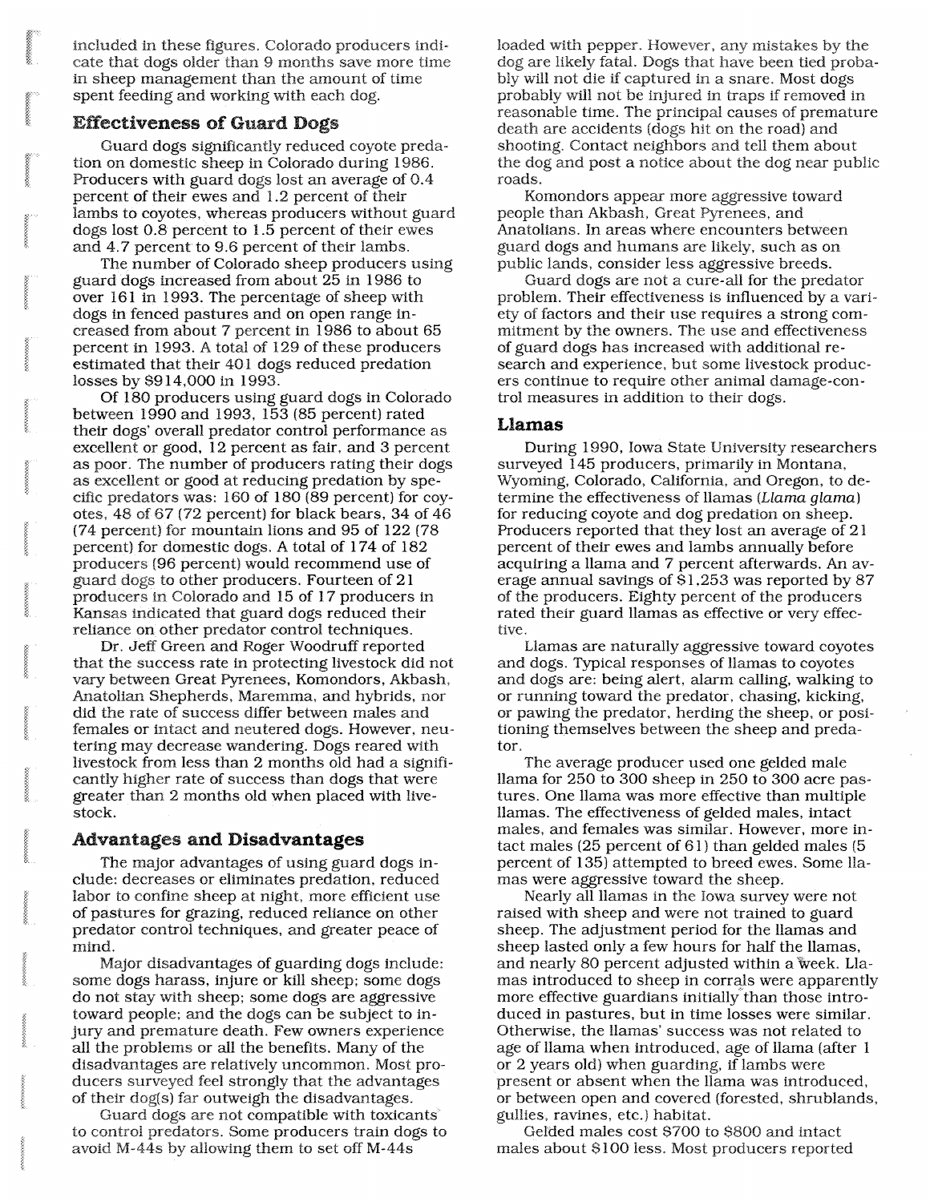included in these figures. Colorado producers indicate that dogs older than 9 months save more time in sheep management than the amount of time spent feeding and working with each dog.

## Effectiveness of Guard Dogs

Guard dogs significantly reduced coyote predation on domestic sheep in Colorado during 1986. Producers with guard dogs lost an average of 0.4 percent of their ewes and 1.2 percent of their lambs to coyotes, whereas producers without guard dogs lost 0.8 percent to 1.5 percent of their ewes and 4.7 percent to 9.6 percent of their lambs.

The number of Colorado sheep producers using guard dogs increased from about 25 in 1986 to over 161 in 1993. The percentage of sheep with dogs in fenced pastures and on open range increased from about 7 percent in 1986 to about 65 percent in 1993. A total of 129 of these producers estimated that their 401 dogs reduced predation losses by $914,000 in 1993.

Of 180 producers using guard dogs in Colorado between 1990 and 1993, 153 (85 percent) rated their dogs' overall predator control performance as excellent or good, 12 percent as fair, and 3 percent as poor. The number of producers rating their dogs as excellent or good at reducing predation by specific predators was: 160 of 180 (89 percent) for coyotes, 48 of 67 (72 percent) for black bears, 34 of 46 (74 percent) for mountain lions and 95 of 122 (78 percent) for domestic dogs. A total of 174 of 182 producers (96 percent) would recommend use of guard dogs to other producers. Fourteen of 21 producers in Colorado and 15 of 17 producers in Kansas indicated that guard dogs reduced their reliance on other predator control techniques.

Dr. Jeff Green and Roger Woodruff reported that the success rate in protecting livestock did not vary between Great Pyrenees, Komondors, Akbash, Anatolian Shepherds, Maremma, and hybrids, nor did the rate of success differ between males and females or intact and neutered dogs. However, neutering may decrease wandering. Dogs reared with livestock from less than 2 months old had a significantly higher rate of success than dogs that were greater than 2 months old when placed with livestock.

## Advantages and Disadvantages

The major advantages of using guard dogs include: decreases or eliminates predation, reduced labor to confine sheep at night, more efficient use of pastures for grazing, reduced reliance on other predator control techniques, and greater peace of mind.

Major disadvantages of guarding dogs include: some dogs harass, injure or kill sheep; some dogs do not stay with sheep; some dogs are aggressive toward people; and the dogs can be subject to injury and premature death. Few owners experience all the problems or all the benefits. Many of the disadvantages are relatively uncommon. Most producers surveyed feel strongly that the advantages of their dog(s) far outweigh the disadvantages.

Guard dogs are not compatible with toxicants to control predators. Some producers train dogs to avoid M-44s by allowing them to set off M-44s loaded with pepper. However, any mistakes by the dog are likely fatal. Dogs that have been tied probably will not die if captured in a snare. Most dogs probably will not be injured in traps if removed in reasonable time. The principal causes of premature death are accidents (dogs hit on the road) and shooting. Contact neighbors and tell them about the dog and post a notice about the dog near public roads.

Komondors appear more aggressive toward people than Akbash, Great Pyrenees, and Anatolians. In areas where encounters between guard dogs and humans are likely, such as on public lands, consider less aggressive breeds.

Guard dogs are not a cure-all for the predator problem. Their effectiveness is influenced by a variety of factors and their use requires a strong commitment by the owners. The use and effectiveness of guard dogs has increased with additional research and experience, but some livestock producers continue to require other animal damage-control measures in addition to their dogs.

## Llamas

During 1990, Iowa State University researchers surveyed 145 producers, primarily in Montana, Wyoming, Colorado, California, and Oregon, to determine the effectiveness of llamas (*Llama glama*) for reducing coyote and dog predation on sheep. Producers reported that they lost an average of 21 percent of their ewes and lambs annually before acquiring a llama and 7 percent afterwards. An average annual savings of $1,253 was reported by 87 of the producers. Eighty percent of the producers rated their guard llamas as effective or very effective.

Llamas are naturally aggressive toward coyotes and dogs. Typical responses of llamas to coyotes and dogs are: being alert, alarm calling, walking to or running toward the predator, chasing, kicking, or pawing the predator, herding the sheep, or positioning themselves between the sheep and predator.

The average producer used one gelded male llama for 250 to 300 sheep in 250 to 300 acre pastures. One llama was more effective than multiple llamas. The effectiveness of gelded males, intact males, and females was similar. However, more intact males (25 percent of 61) than gelded males (5 percent of 135) attempted to breed ewes. Some llamas were aggressive toward the sheep.

Nearly all llamas in the Iowa survey were not raised with sheep and were not trained to guard sheep. The adjustment period for the llamas and sheep lasted only a few hours for half the llamas, and nearly 80 percent adjusted within a week. Llamas introduced to sheep in corrals were apparently more effective guardians initially than those introduced in pastures, but in time losses were similar. Otherwise, the llamas' success was not related to age of llama when introduced, age of llama (after 1 or 2 years old) when guarding, if lambs were present or absent when the llama was introduced, or between open and covered (forested, shrublands, gullies, ravines, etc.) habitat.

Gelded males cost $700 to $800 and intact males about $100 less. Most producers reported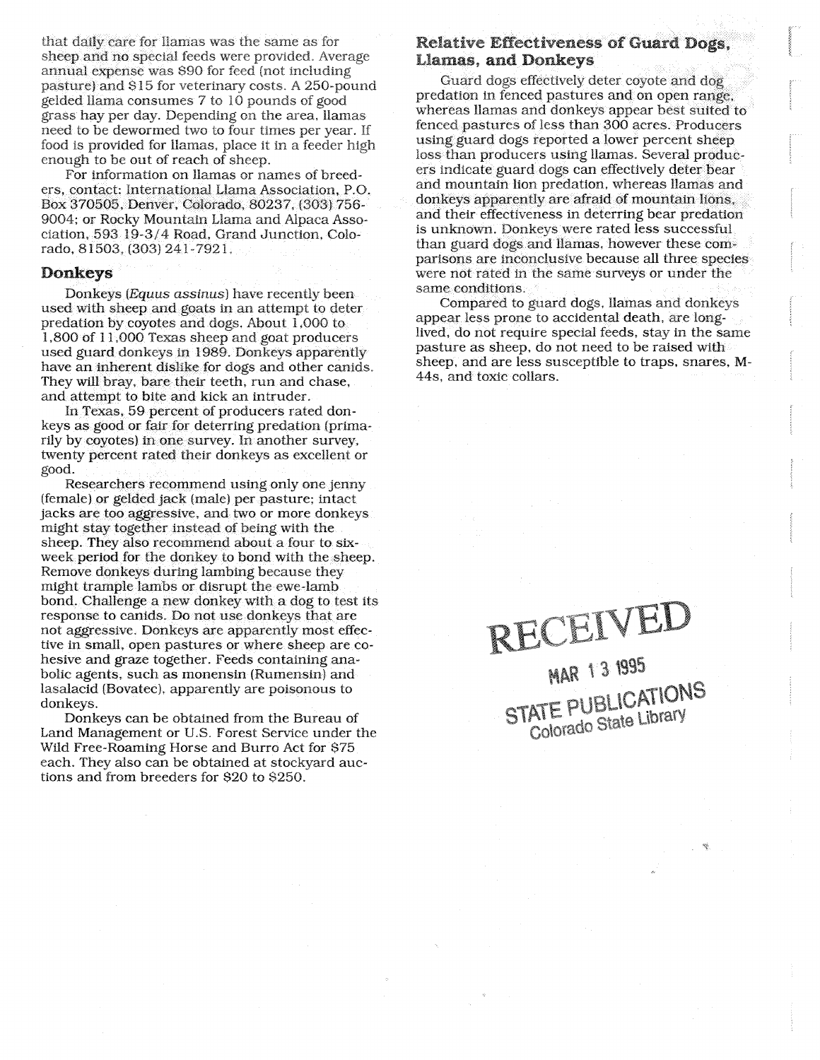that daily care for llamas was the same as for sheep and no special feeds were provided. Average annual expense was $90 for feed (not including pasture) and $15 for veterinary costs. A 250-pound gelded llama consumes 7 to 10 pounds of good grass hay per day. Depending on the area, llamas need to be dewormed two to four times per year. If food is provided for llamas, place it in a feeder high enough to be out of reach of sheep.

For information on llamas or names of breeders, contact: International Llama Association, P.O. Box 370505, Denver, Colorado, 80237, (303) 756-9004; or Rocky Mountain Llama and Alpaca Association, 593 19-3/4 Road, Grand Junction, Colorado, 81503, (303) 241-7921.

## Donkeys

Donkeys (*Equus assinus*) have recently been used with sheep and goats in an attempt to deter predation by coyotes and dogs. About 1,000 to 1,800 of 11,000 Texas sheep and goat producers used guard donkeys in 1989. Donkeys apparently have an inherent dislike for dogs and other canids. They will bray, bare their teeth, run and chase, and attempt to bite and kick an intruder.

In Texas, 59 percent of producers rated donkeys as good or fair for deterring predation (primarily by coyotes) in one survey. In another survey, twenty percent rated their donkeys as excellent or good.

Researchers recommend using only one jenny (female) or gelded jack (male) per pasture; intact jacks are too aggressive, and two or more donkeys might stay together instead of being with the sheep. They also recommend about a four to six-week period for the donkey to bond with the sheep. Remove donkeys during lambing because they might trample lambs or disrupt the ewe-lamb bond. Challenge a new donkey with a dog to test its response to canids. Do not use donkeys that are not aggressive. Donkeys are apparently most effective in small, open pastures or where sheep are cohesive and graze together. Feeds containing anabolic agents, such as monensin (Rumensin) and lasalacid (Bovatec), apparently are poisonous to donkeys.

Donkeys can be obtained from the Bureau of Land Management or U.S. Forest Service under the Wild Free-Roaming Horse and Burro Act for $75 each. They also can be obtained at stockyard auctions and from breeders for $20 to $250.

## Relative Effectiveness of Guard Dogs, Llamas, and Donkeys

Guard dogs effectively deter coyote and dog predation in fenced pastures and on open range, whereas llamas and donkeys appear best suited to fenced pastures of less than 300 acres. Producers using guard dogs reported a lower percent sheep loss than producers using llamas. Several producers indicate guard dogs can effectively deter bear and mountain lion predation, whereas llamas and donkeys apparently are afraid of mountain lions, and their effectiveness in deterring bear predation is unknown. Donkeys were rated less successful than guard dogs and llamas, however these comparisons are inconclusive because all three species were not rated in the same surveys or under the same conditions.

Compared to guard dogs, llamas and donkeys appear less prone to accidental death, are long-lived, do not require special feeds, stay in the same pasture as sheep, do not need to be raised with sheep, and are less susceptible to traps, snares, M-44s, and toxic collars.

RECEIVED
MAR 13 1995
STATE PUBLICATIONS
Colorado State Library